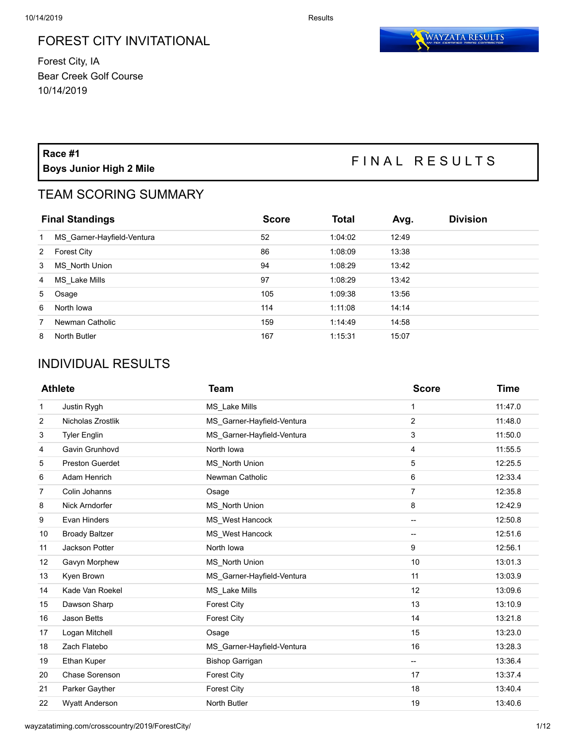# FOREST CITY INVITATIONAL

Forest City, IA
Bear Creek Golf Course
10/14/2019

**Race #1**
**Boys Junior High 2 Mile**

FINAL RESULTS

## TEAM SCORING SUMMARY

| Final Standings | | Score | Total | Avg. | Division |
|---|---|---|---|---|---|
| 1 | MS_Garner-Hayfield-Ventura | 52 | 1:04:02 | 12:49 | |
| 2 | Forest City | 86 | 1:08:09 | 13:38 | |
| 3 | MS_North Union | 94 | 1:08:29 | 13:42 | |
| 4 | MS_Lake Mills | 97 | 1:08:29 | 13:42 | |
| 5 | Osage | 105 | 1:09:38 | 13:56 | |
| 6 | North Iowa | 114 | 1:11:08 | 14:14 | |
| 7 | Newman Catholic | 159 | 1:14:49 | 14:58 | |
| 8 | North Butler | 167 | 1:15:31 | 15:07 | |

## INDIVIDUAL RESULTS

| Athlete | | Team | Score | Time |
|---|---|---|---|---|
| 1 | Justin Rygh | MS_Lake Mills | 1 | 11:47.0 |
| 2 | Nicholas Zrostlik | MS_Garner-Hayfield-Ventura | 2 | 11:48.0 |
| 3 | Tyler Englin | MS_Garner-Hayfield-Ventura | 3 | 11:50.0 |
| 4 | Gavin Grunhovd | North Iowa | 4 | 11:55.5 |
| 5 | Preston Guerdet | MS_North Union | 5 | 12:25.5 |
| 6 | Adam Henrich | Newman Catholic | 6 | 12:33.4 |
| 7 | Colin Johanns | Osage | 7 | 12:35.8 |
| 8 | Nick Arndorfer | MS_North Union | 8 | 12:42.9 |
| 9 | Evan Hinders | MS_West Hancock | -- | 12:50.8 |
| 10 | Broady Baltzer | MS_West Hancock | -- | 12:51.6 |
| 11 | Jackson Potter | North Iowa | 9 | 12:56.1 |
| 12 | Gavyn Morphew | MS_North Union | 10 | 13:01.3 |
| 13 | Kyen Brown | MS_Garner-Hayfield-Ventura | 11 | 13:03.9 |
| 14 | Kade Van Roekel | MS_Lake Mills | 12 | 13:09.6 |
| 15 | Dawson Sharp | Forest City | 13 | 13:10.9 |
| 16 | Jason Betts | Forest City | 14 | 13:21.8 |
| 17 | Logan Mitchell | Osage | 15 | 13:23.0 |
| 18 | Zach Flatebo | MS_Garner-Hayfield-Ventura | 16 | 13:28.3 |
| 19 | Ethan Kuper | Bishop Garrigan | -- | 13:36.4 |
| 20 | Chase Sorenson | Forest City | 17 | 13:37.4 |
| 21 | Parker Gayther | Forest City | 18 | 13:40.4 |
| 22 | Wyatt Anderson | North Butler | 19 | 13:40.6 |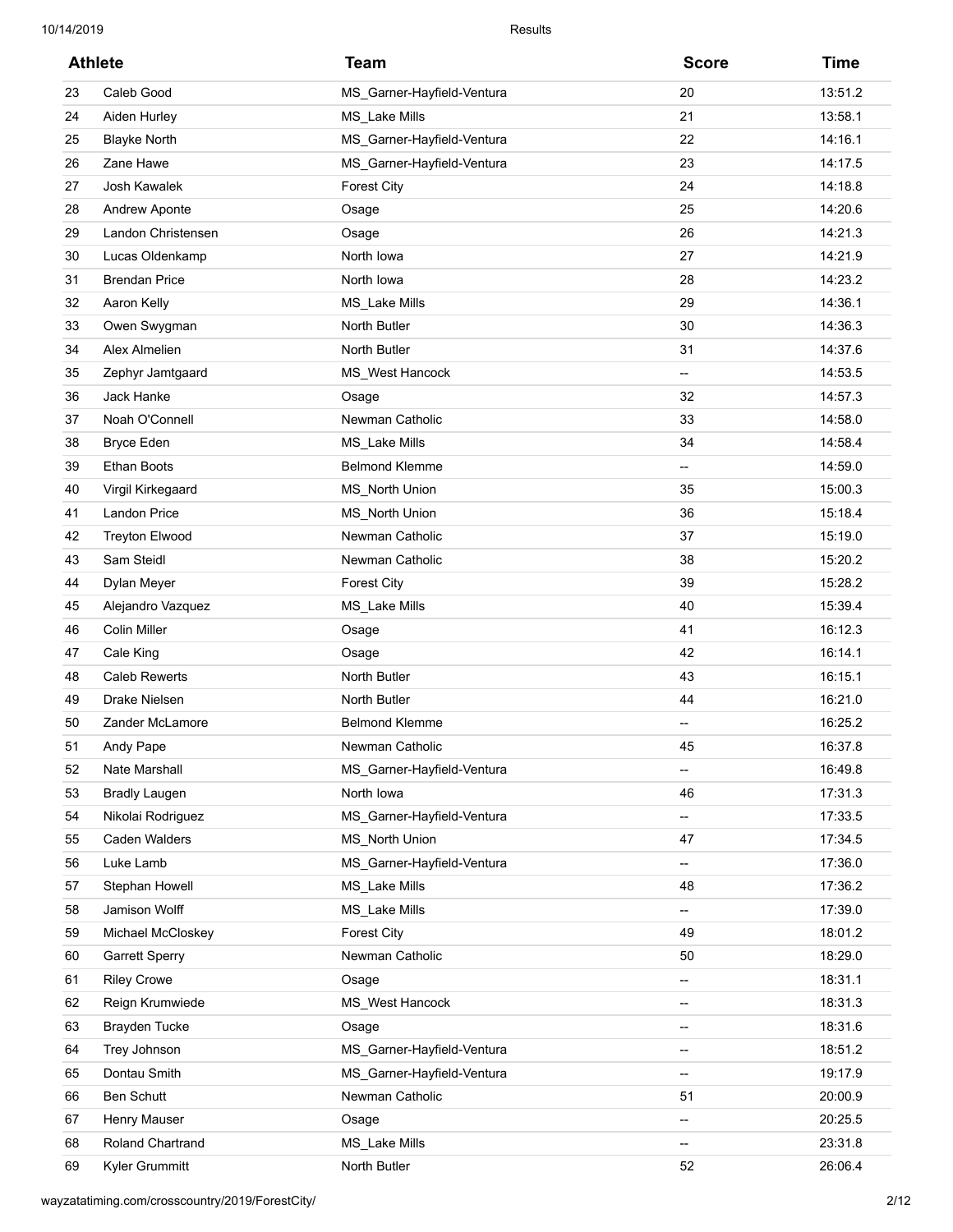| Athlete | | Team | Score | Time |
|---|---|---|---|---|
| 23 | Caleb Good | MS_Garner-Hayfield-Ventura | 20 | 13:51.2 |
| 24 | Aiden Hurley | MS_Lake Mills | 21 | 13:58.1 |
| 25 | Blayke North | MS_Garner-Hayfield-Ventura | 22 | 14:16.1 |
| 26 | Zane Hawe | MS_Garner-Hayfield-Ventura | 23 | 14:17.5 |
| 27 | Josh Kawalek | Forest City | 24 | 14:18.8 |
| 28 | Andrew Aponte | Osage | 25 | 14:20.6 |
| 29 | Landon Christensen | Osage | 26 | 14:21.3 |
| 30 | Lucas Oldenkamp | North Iowa | 27 | 14:21.9 |
| 31 | Brendan Price | North Iowa | 28 | 14:23.2 |
| 32 | Aaron Kelly | MS_Lake Mills | 29 | 14:36.1 |
| 33 | Owen Swygman | North Butler | 30 | 14:36.3 |
| 34 | Alex Almelien | North Butler | 31 | 14:37.6 |
| 35 | Zephyr Jamtgaard | MS_West Hancock | -- | 14:53.5 |
| 36 | Jack Hanke | Osage | 32 | 14:57.3 |
| 37 | Noah O'Connell | Newman Catholic | 33 | 14:58.0 |
| 38 | Bryce Eden | MS_Lake Mills | 34 | 14:58.4 |
| 39 | Ethan Boots | Belmond Klemme | -- | 14:59.0 |
| 40 | Virgil Kirkegaard | MS_North Union | 35 | 15:00.3 |
| 41 | Landon Price | MS_North Union | 36 | 15:18.4 |
| 42 | Treyton Elwood | Newman Catholic | 37 | 15:19.0 |
| 43 | Sam Steidl | Newman Catholic | 38 | 15:20.2 |
| 44 | Dylan Meyer | Forest City | 39 | 15:28.2 |
| 45 | Alejandro Vazquez | MS_Lake Mills | 40 | 15:39.4 |
| 46 | Colin Miller | Osage | 41 | 16:12.3 |
| 47 | Cale King | Osage | 42 | 16:14.1 |
| 48 | Caleb Rewerts | North Butler | 43 | 16:15.1 |
| 49 | Drake Nielsen | North Butler | 44 | 16:21.0 |
| 50 | Zander McLamore | Belmond Klemme | -- | 16:25.2 |
| 51 | Andy Pape | Newman Catholic | 45 | 16:37.8 |
| 52 | Nate Marshall | MS_Garner-Hayfield-Ventura | -- | 16:49.8 |
| 53 | Bradly Laugen | North Iowa | 46 | 17:31.3 |
| 54 | Nikolai Rodriguez | MS_Garner-Hayfield-Ventura | -- | 17:33.5 |
| 55 | Caden Walders | MS_North Union | 47 | 17:34.5 |
| 56 | Luke Lamb | MS_Garner-Hayfield-Ventura | -- | 17:36.0 |
| 57 | Stephan Howell | MS_Lake Mills | 48 | 17:36.2 |
| 58 | Jamison Wolff | MS_Lake Mills | -- | 17:39.0 |
| 59 | Michael McCloskey | Forest City | 49 | 18:01.2 |
| 60 | Garrett Sperry | Newman Catholic | 50 | 18:29.0 |
| 61 | Riley Crowe | Osage | -- | 18:31.1 |
| 62 | Reign Krumwiede | MS_West Hancock | -- | 18:31.3 |
| 63 | Brayden Tucke | Osage | -- | 18:31.6 |
| 64 | Trey Johnson | MS_Garner-Hayfield-Ventura | -- | 18:51.2 |
| 65 | Dontau Smith | MS_Garner-Hayfield-Ventura | -- | 19:17.9 |
| 66 | Ben Schutt | Newman Catholic | 51 | 20:00.9 |
| 67 | Henry Mauser | Osage | -- | 20:25.5 |
| 68 | Roland Chartrand | MS_Lake Mills | -- | 23:31.8 |
| 69 | Kyler Grummitt | North Butler | 52 | 26:06.4 |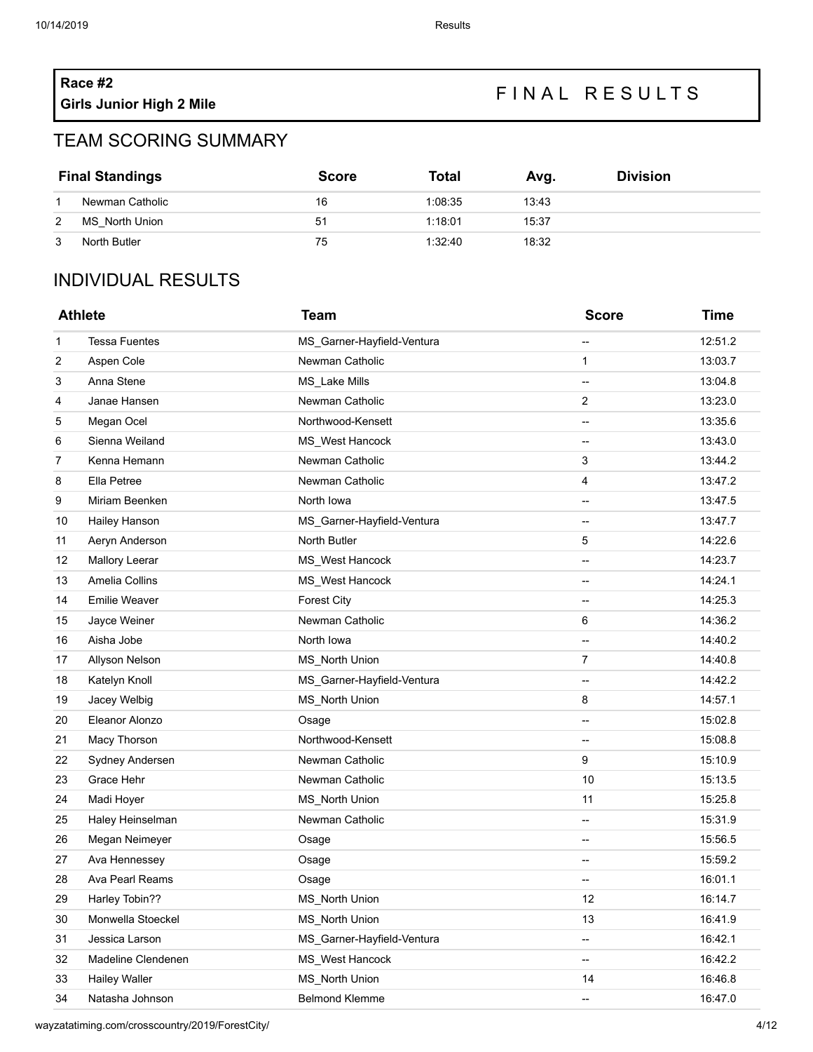**Race #2**

**Girls Junior High 2 Mile**

FINAL RESULTS

## TEAM SCORING SUMMARY

| Final Standings | | Score | Total | Avg. | Division |
|---|---|---|---|---|---|
| 1 | Newman Catholic | 16 | 1:08:35 | 13:43 | |
| 2 | MS_North Union | 51 | 1:18:01 | 15:37 | |
| 3 | North Butler | 75 | 1:32:40 | 18:32 | |

## INDIVIDUAL RESULTS

| Athlete | | Team | Score | Time |
|---|---|---|---|---|
| 1 | Tessa Fuentes | MS_Garner-Hayfield-Ventura | -- | 12:51.2 |
| 2 | Aspen Cole | Newman Catholic | 1 | 13:03.7 |
| 3 | Anna Stene | MS_Lake Mills | -- | 13:04.8 |
| 4 | Janae Hansen | Newman Catholic | 2 | 13:23.0 |
| 5 | Megan Ocel | Northwood-Kensett | -- | 13:35.6 |
| 6 | Sienna Weiland | MS_West Hancock | -- | 13:43.0 |
| 7 | Kenna Hemann | Newman Catholic | 3 | 13:44.2 |
| 8 | Ella Petree | Newman Catholic | 4 | 13:47.2 |
| 9 | Miriam Beenken | North Iowa | -- | 13:47.5 |
| 10 | Hailey Hanson | MS_Garner-Hayfield-Ventura | -- | 13:47.7 |
| 11 | Aeryn Anderson | North Butler | 5 | 14:22.6 |
| 12 | Mallory Leerar | MS_West Hancock | -- | 14:23.7 |
| 13 | Amelia Collins | MS_West Hancock | -- | 14:24.1 |
| 14 | Emilie Weaver | Forest City | -- | 14:25.3 |
| 15 | Jayce Weiner | Newman Catholic | 6 | 14:36.2 |
| 16 | Aisha Jobe | North Iowa | -- | 14:40.2 |
| 17 | Allyson Nelson | MS_North Union | 7 | 14:40.8 |
| 18 | Katelyn Knoll | MS_Garner-Hayfield-Ventura | -- | 14:42.2 |
| 19 | Jacey Welbig | MS_North Union | 8 | 14:57.1 |
| 20 | Eleanor Alonzo | Osage | -- | 15:02.8 |
| 21 | Macy Thorson | Northwood-Kensett | -- | 15:08.8 |
| 22 | Sydney Andersen | Newman Catholic | 9 | 15:10.9 |
| 23 | Grace Hehr | Newman Catholic | 10 | 15:13.5 |
| 24 | Madi Hoyer | MS_North Union | 11 | 15:25.8 |
| 25 | Haley Heinselman | Newman Catholic | -- | 15:31.9 |
| 26 | Megan Neimeyer | Osage | -- | 15:56.5 |
| 27 | Ava Hennessey | Osage | -- | 15:59.2 |
| 28 | Ava Pearl Reams | Osage | -- | 16:01.1 |
| 29 | Harley Tobin?? | MS_North Union | 12 | 16:14.7 |
| 30 | Monwella Stoeckel | MS_North Union | 13 | 16:41.9 |
| 31 | Jessica Larson | MS_Garner-Hayfield-Ventura | -- | 16:42.1 |
| 32 | Madeline Clendenen | MS_West Hancock | -- | 16:42.2 |
| 33 | Hailey Waller | MS_North Union | 14 | 16:46.8 |
| 34 | Natasha Johnson | Belmond Klemme | -- | 16:47.0 |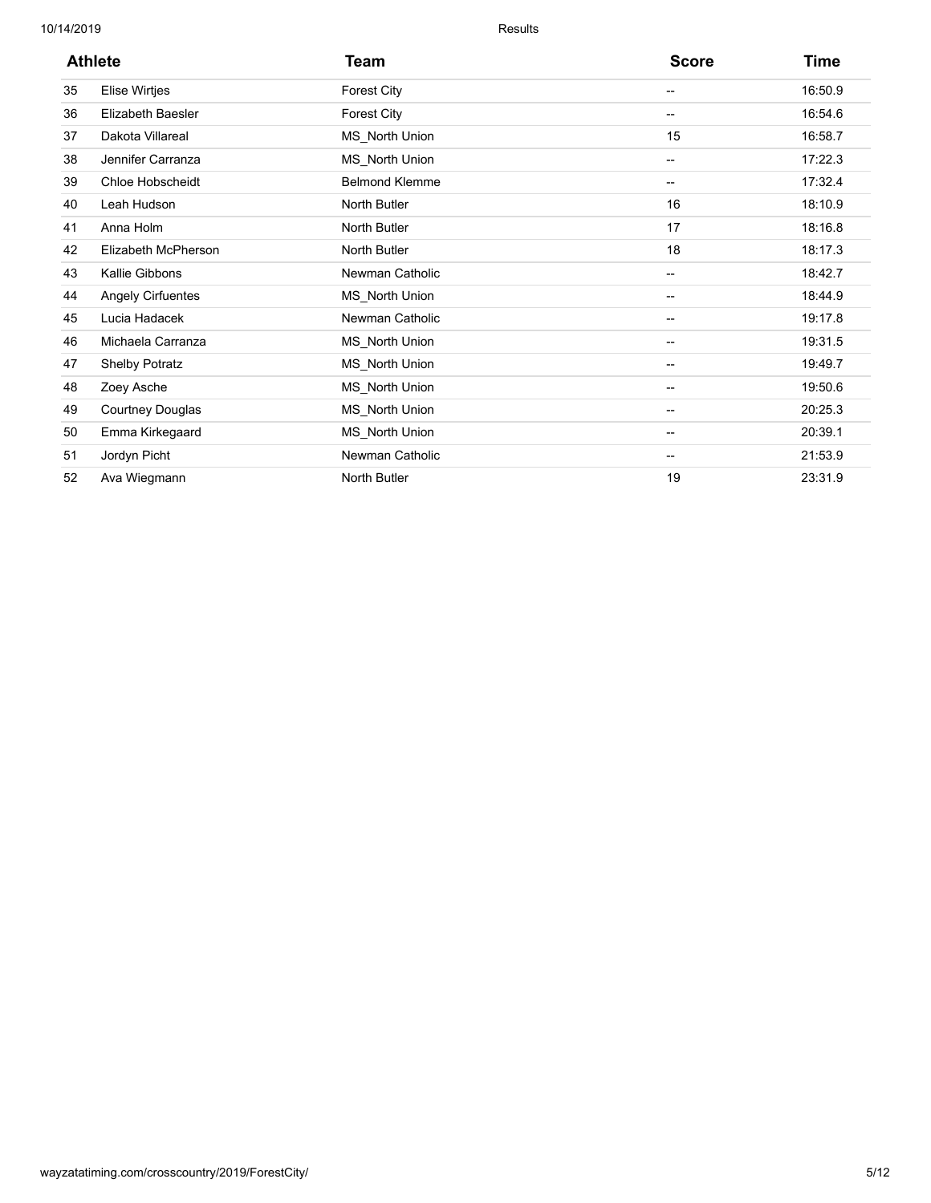| Athlete | | Team | Score | Time |
|---|---|---|---|---|
| 35 | Elise Wirtjes | Forest City | -- | 16:50.9 |
| 36 | Elizabeth Baesler | Forest City | -- | 16:54.6 |
| 37 | Dakota Villareal | MS_North Union | 15 | 16:58.7 |
| 38 | Jennifer Carranza | MS_North Union | -- | 17:22.3 |
| 39 | Chloe Hobscheidt | Belmond Klemme | -- | 17:32.4 |
| 40 | Leah Hudson | North Butler | 16 | 18:10.9 |
| 41 | Anna Holm | North Butler | 17 | 18:16.8 |
| 42 | Elizabeth McPherson | North Butler | 18 | 18:17.3 |
| 43 | Kallie Gibbons | Newman Catholic | -- | 18:42.7 |
| 44 | Angely Cirfuentes | MS_North Union | -- | 18:44.9 |
| 45 | Lucia Hadacek | Newman Catholic | -- | 19:17.8 |
| 46 | Michaela Carranza | MS_North Union | -- | 19:31.5 |
| 47 | Shelby Potratz | MS_North Union | -- | 19:49.7 |
| 48 | Zoey Asche | MS_North Union | -- | 19:50.6 |
| 49 | Courtney Douglas | MS_North Union | -- | 20:25.3 |
| 50 | Emma Kirkegaard | MS_North Union | -- | 20:39.1 |
| 51 | Jordyn Picht | Newman Catholic | -- | 21:53.9 |
| 52 | Ava Wiegmann | North Butler | 19 | 23:31.9 |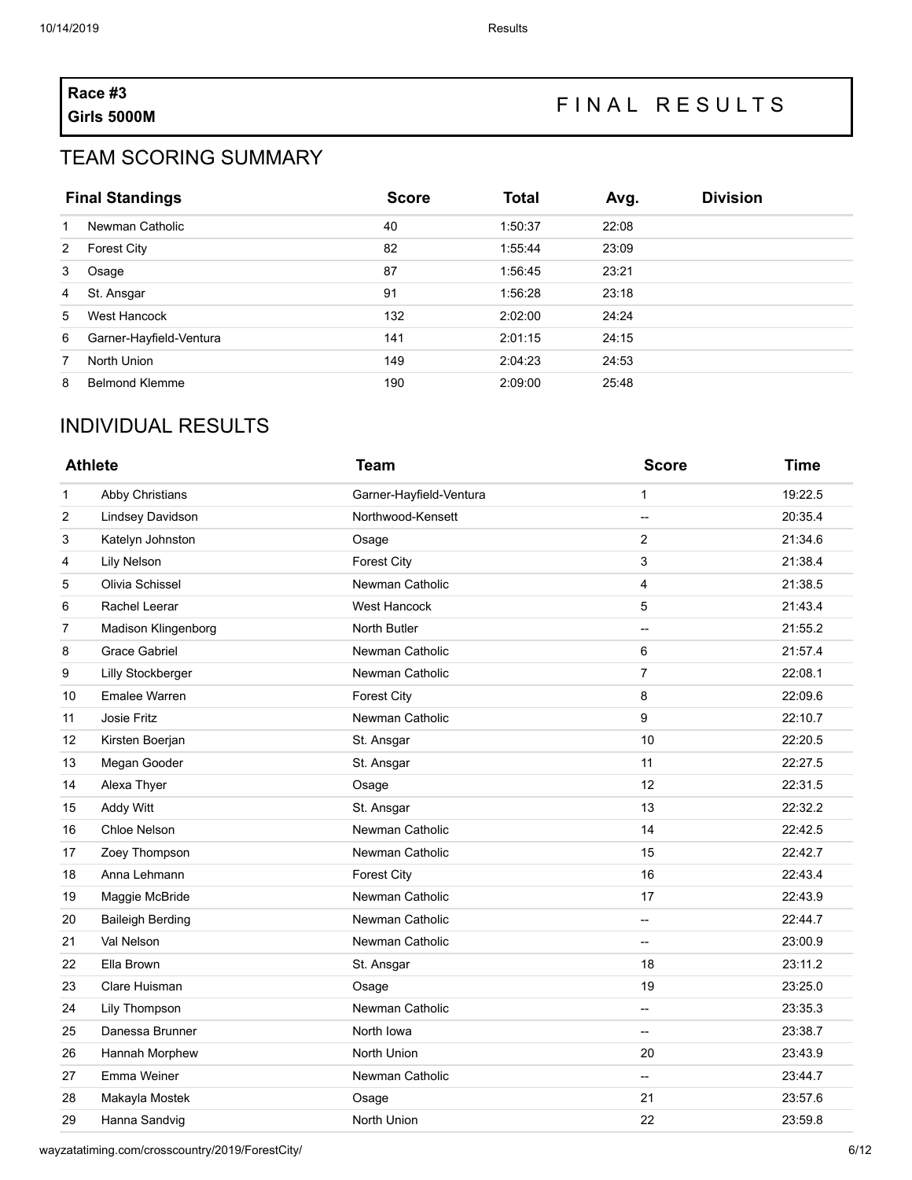**Race #3**
**Girls 5000M**

FINAL RESULTS

## TEAM SCORING SUMMARY

| | Final Standings | Score | Total | Avg. | Division |
|---|---|---|---|---|---|
| 1 | Newman Catholic | 40 | 1:50:37 | 22:08 | |
| 2 | Forest City | 82 | 1:55:44 | 23:09 | |
| 3 | Osage | 87 | 1:56:45 | 23:21 | |
| 4 | St. Ansgar | 91 | 1:56:28 | 23:18 | |
| 5 | West Hancock | 132 | 2:02:00 | 24:24 | |
| 6 | Garner-Hayfield-Ventura | 141 | 2:01:15 | 24:15 | |
| 7 | North Union | 149 | 2:04:23 | 24:53 | |
| 8 | Belmond Klemme | 190 | 2:09:00 | 25:48 | |

## INDIVIDUAL RESULTS

| | Athlete | Team | Score | Time |
|---|---|---|---|---|
| 1 | Abby Christians | Garner-Hayfield-Ventura | 1 | 19:22.5 |
| 2 | Lindsey Davidson | Northwood-Kensett | -- | 20:35.4 |
| 3 | Katelyn Johnston | Osage | 2 | 21:34.6 |
| 4 | Lily Nelson | Forest City | 3 | 21:38.4 |
| 5 | Olivia Schissel | Newman Catholic | 4 | 21:38.5 |
| 6 | Rachel Leerar | West Hancock | 5 | 21:43.4 |
| 7 | Madison Klingenborg | North Butler | -- | 21:55.2 |
| 8 | Grace Gabriel | Newman Catholic | 6 | 21:57.4 |
| 9 | Lilly Stockberger | Newman Catholic | 7 | 22:08.1 |
| 10 | Emalee Warren | Forest City | 8 | 22:09.6 |
| 11 | Josie Fritz | Newman Catholic | 9 | 22:10.7 |
| 12 | Kirsten Boerjan | St. Ansgar | 10 | 22:20.5 |
| 13 | Megan Gooder | St. Ansgar | 11 | 22:27.5 |
| 14 | Alexa Thyer | Osage | 12 | 22:31.5 |
| 15 | Addy Witt | St. Ansgar | 13 | 22:32.2 |
| 16 | Chloe Nelson | Newman Catholic | 14 | 22:42.5 |
| 17 | Zoey Thompson | Newman Catholic | 15 | 22:42.7 |
| 18 | Anna Lehmann | Forest City | 16 | 22:43.4 |
| 19 | Maggie McBride | Newman Catholic | 17 | 22:43.9 |
| 20 | Baileigh Berding | Newman Catholic | -- | 22:44.7 |
| 21 | Val Nelson | Newman Catholic | -- | 23:00.9 |
| 22 | Ella Brown | St. Ansgar | 18 | 23:11.2 |
| 23 | Clare Huisman | Osage | 19 | 23:25.0 |
| 24 | Lily Thompson | Newman Catholic | -- | 23:35.3 |
| 25 | Danessa Brunner | North Iowa | -- | 23:38.7 |
| 26 | Hannah Morphew | North Union | 20 | 23:43.9 |
| 27 | Emma Weiner | Newman Catholic | -- | 23:44.7 |
| 28 | Makayla Mostek | Osage | 21 | 23:57.6 |
| 29 | Hanna Sandvig | North Union | 22 | 23:59.8 |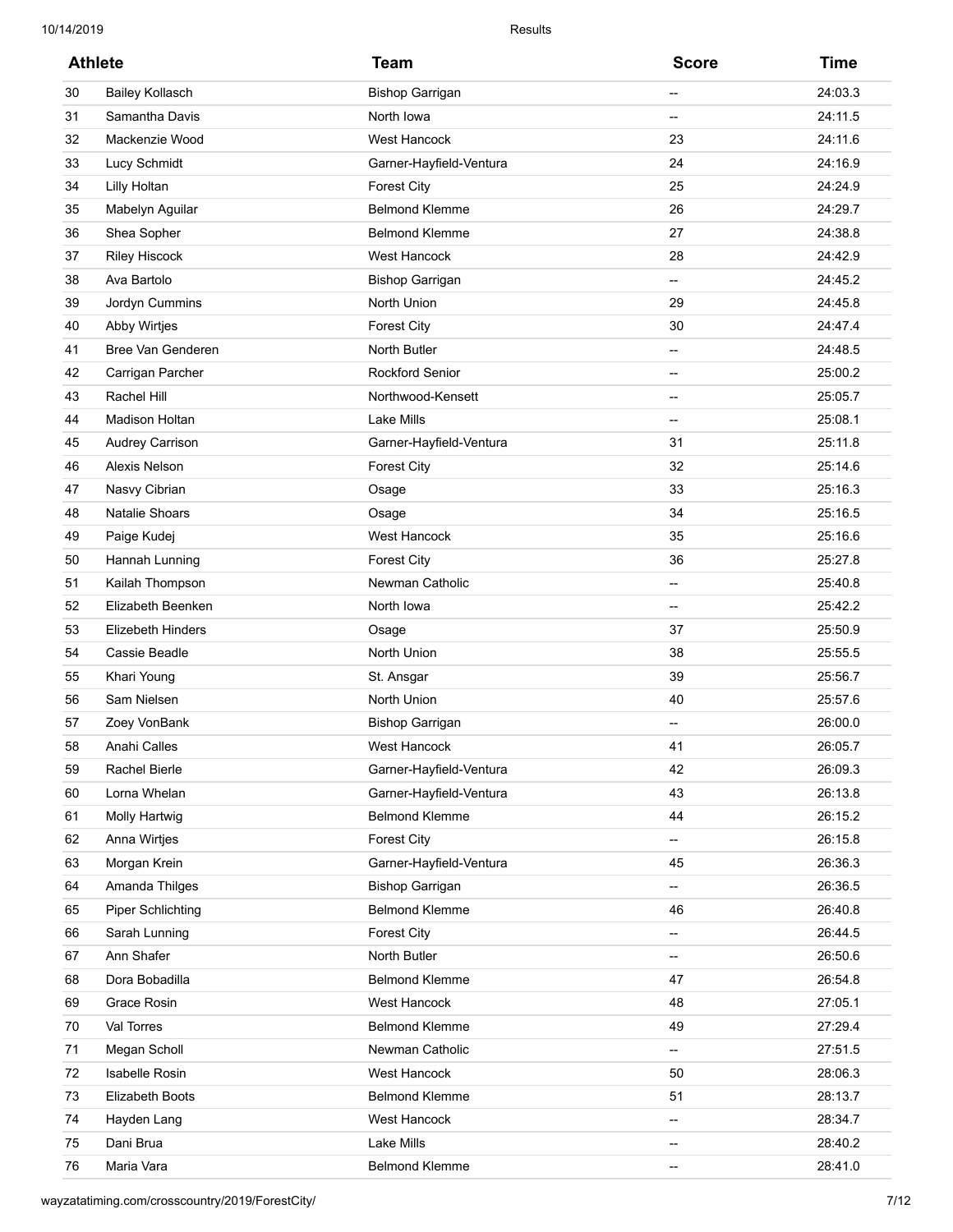| Athlete | | Team | Score | Time |
|---|---|---|---|---|
| 30 | Bailey Kollasch | Bishop Garrigan | -- | 24:03.3 |
| 31 | Samantha Davis | North Iowa | -- | 24:11.5 |
| 32 | Mackenzie Wood | West Hancock | 23 | 24:11.6 |
| 33 | Lucy Schmidt | Garner-Hayfield-Ventura | 24 | 24:16.9 |
| 34 | Lilly Holtan | Forest City | 25 | 24:24.9 |
| 35 | Mabelyn Aguilar | Belmond Klemme | 26 | 24:29.7 |
| 36 | Shea Sopher | Belmond Klemme | 27 | 24:38.8 |
| 37 | Riley Hiscock | West Hancock | 28 | 24:42.9 |
| 38 | Ava Bartolo | Bishop Garrigan | -- | 24:45.2 |
| 39 | Jordyn Cummins | North Union | 29 | 24:45.8 |
| 40 | Abby Wirtjes | Forest City | 30 | 24:47.4 |
| 41 | Bree Van Genderen | North Butler | -- | 24:48.5 |
| 42 | Carrigan Parcher | Rockford Senior | -- | 25:00.2 |
| 43 | Rachel Hill | Northwood-Kensett | -- | 25:05.7 |
| 44 | Madison Holtan | Lake Mills | -- | 25:08.1 |
| 45 | Audrey Carrison | Garner-Hayfield-Ventura | 31 | 25:11.8 |
| 46 | Alexis Nelson | Forest City | 32 | 25:14.6 |
| 47 | Nasvy Cibrian | Osage | 33 | 25:16.3 |
| 48 | Natalie Shoars | Osage | 34 | 25:16.5 |
| 49 | Paige Kudej | West Hancock | 35 | 25:16.6 |
| 50 | Hannah Lunning | Forest City | 36 | 25:27.8 |
| 51 | Kailah Thompson | Newman Catholic | -- | 25:40.8 |
| 52 | Elizabeth Beenken | North Iowa | -- | 25:42.2 |
| 53 | Elizebeth Hinders | Osage | 37 | 25:50.9 |
| 54 | Cassie Beadle | North Union | 38 | 25:55.5 |
| 55 | Khari Young | St. Ansgar | 39 | 25:56.7 |
| 56 | Sam Nielsen | North Union | 40 | 25:57.6 |
| 57 | Zoey VonBank | Bishop Garrigan | -- | 26:00.0 |
| 58 | Anahi Calles | West Hancock | 41 | 26:05.7 |
| 59 | Rachel Bierle | Garner-Hayfield-Ventura | 42 | 26:09.3 |
| 60 | Lorna Whelan | Garner-Hayfield-Ventura | 43 | 26:13.8 |
| 61 | Molly Hartwig | Belmond Klemme | 44 | 26:15.2 |
| 62 | Anna Wirtjes | Forest City | -- | 26:15.8 |
| 63 | Morgan Krein | Garner-Hayfield-Ventura | 45 | 26:36.3 |
| 64 | Amanda Thilges | Bishop Garrigan | -- | 26:36.5 |
| 65 | Piper Schlichting | Belmond Klemme | 46 | 26:40.8 |
| 66 | Sarah Lunning | Forest City | -- | 26:44.5 |
| 67 | Ann Shafer | North Butler | -- | 26:50.6 |
| 68 | Dora Bobadilla | Belmond Klemme | 47 | 26:54.8 |
| 69 | Grace Rosin | West Hancock | 48 | 27:05.1 |
| 70 | Val Torres | Belmond Klemme | 49 | 27:29.4 |
| 71 | Megan Scholl | Newman Catholic | -- | 27:51.5 |
| 72 | Isabelle Rosin | West Hancock | 50 | 28:06.3 |
| 73 | Elizabeth Boots | Belmond Klemme | 51 | 28:13.7 |
| 74 | Hayden Lang | West Hancock | -- | 28:34.7 |
| 75 | Dani Brua | Lake Mills | -- | 28:40.2 |
| 76 | Maria Vara | Belmond Klemme | -- | 28:41.0 |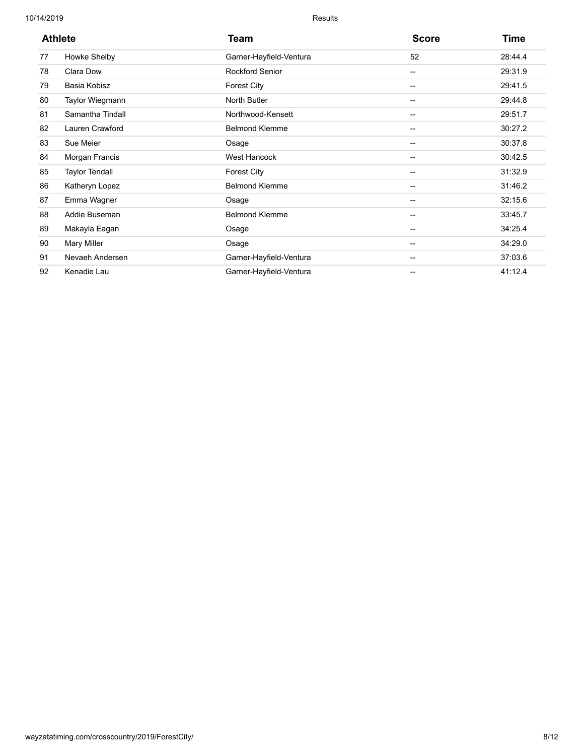| Athlete | | Team | Score | Time |
|---|---|---|---|---|
| 77 | Howke Shelby | Garner-Hayfield-Ventura | 52 | 28:44.4 |
| 78 | Clara Dow | Rockford Senior | -- | 29:31.9 |
| 79 | Basia Kobisz | Forest City | -- | 29:41.5 |
| 80 | Taylor Wiegmann | North Butler | -- | 29:44.8 |
| 81 | Samantha Tindall | Northwood-Kensett | -- | 29:51.7 |
| 82 | Lauren Crawford | Belmond Klemme | -- | 30:27.2 |
| 83 | Sue Meier | Osage | -- | 30:37.8 |
| 84 | Morgan Francis | West Hancock | -- | 30:42.5 |
| 85 | Taylor Tendall | Forest City | -- | 31:32.9 |
| 86 | Katheryn Lopez | Belmond Klemme | -- | 31:46.2 |
| 87 | Emma Wagner | Osage | -- | 32:15.6 |
| 88 | Addie Buseman | Belmond Klemme | -- | 33:45.7 |
| 89 | Makayla Eagan | Osage | -- | 34:25.4 |
| 90 | Mary Miller | Osage | -- | 34:29.0 |
| 91 | Nevaeh Andersen | Garner-Hayfield-Ventura | -- | 37:03.6 |
| 92 | Kenadie Lau | Garner-Hayfield-Ventura | -- | 41:12.4 |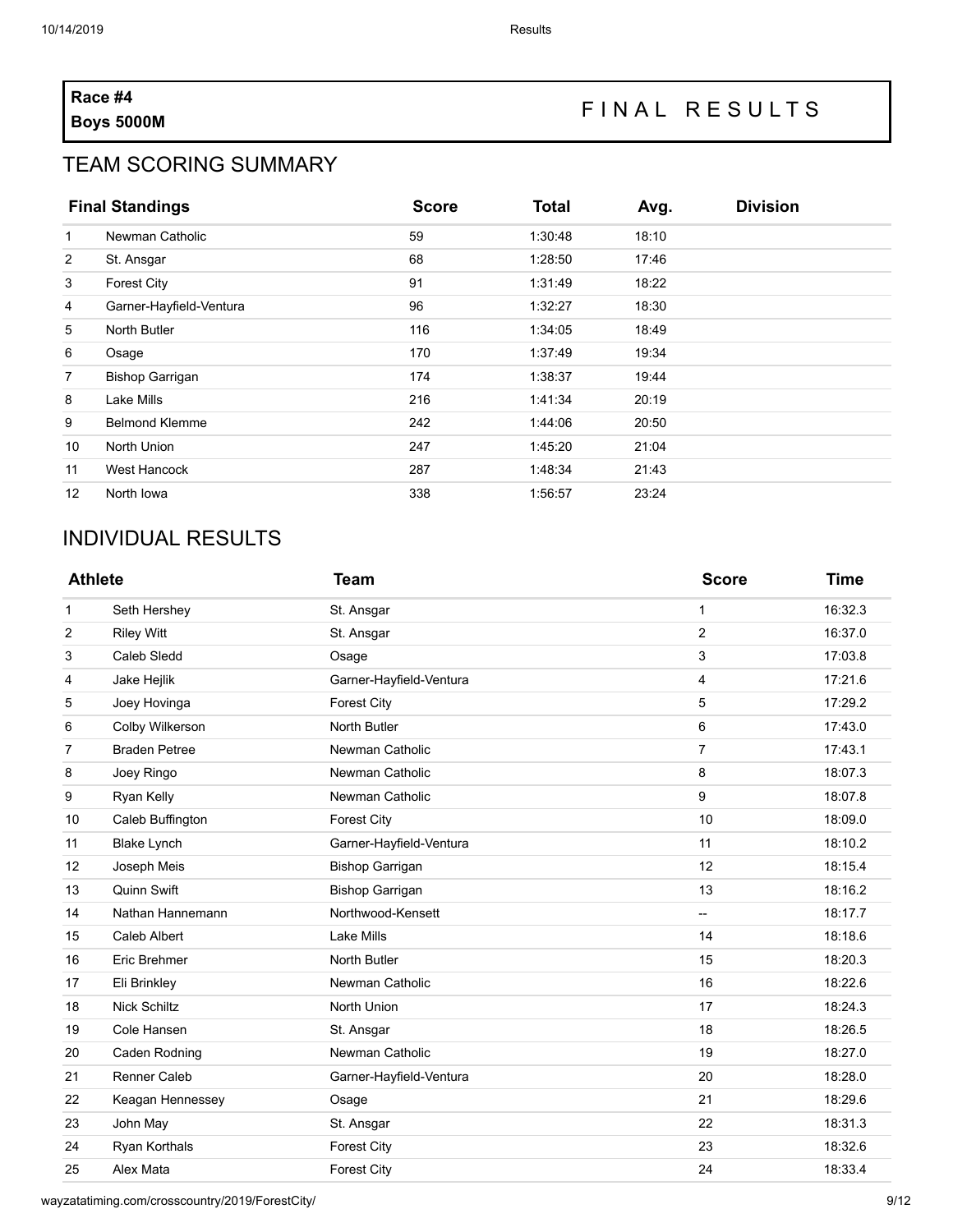**Race #4**
**Boys 5000M**

F I N A L   R E S U L T S

## TEAM SCORING SUMMARY

| Final Standings | | Score | Total | Avg. | Division |
|---|---|---|---|---|---|
| 1 | Newman Catholic | 59 | 1:30:48 | 18:10 | |
| 2 | St. Ansgar | 68 | 1:28:50 | 17:46 | |
| 3 | Forest City | 91 | 1:31:49 | 18:22 | |
| 4 | Garner-Hayfield-Ventura | 96 | 1:32:27 | 18:30 | |
| 5 | North Butler | 116 | 1:34:05 | 18:49 | |
| 6 | Osage | 170 | 1:37:49 | 19:34 | |
| 7 | Bishop Garrigan | 174 | 1:38:37 | 19:44 | |
| 8 | Lake Mills | 216 | 1:41:34 | 20:19 | |
| 9 | Belmond Klemme | 242 | 1:44:06 | 20:50 | |
| 10 | North Union | 247 | 1:45:20 | 21:04 | |
| 11 | West Hancock | 287 | 1:48:34 | 21:43 | |
| 12 | North Iowa | 338 | 1:56:57 | 23:24 | |

## INDIVIDUAL RESULTS

| Athlete | | Team | Score | Time |
|---|---|---|---|---|
| 1 | Seth Hershey | St. Ansgar | 1 | 16:32.3 |
| 2 | Riley Witt | St. Ansgar | 2 | 16:37.0 |
| 3 | Caleb Sledd | Osage | 3 | 17:03.8 |
| 4 | Jake Hejlik | Garner-Hayfield-Ventura | 4 | 17:21.6 |
| 5 | Joey Hovinga | Forest City | 5 | 17:29.2 |
| 6 | Colby Wilkerson | North Butler | 6 | 17:43.0 |
| 7 | Braden Petree | Newman Catholic | 7 | 17:43.1 |
| 8 | Joey Ringo | Newman Catholic | 8 | 18:07.3 |
| 9 | Ryan Kelly | Newman Catholic | 9 | 18:07.8 |
| 10 | Caleb Buffington | Forest City | 10 | 18:09.0 |
| 11 | Blake Lynch | Garner-Hayfield-Ventura | 11 | 18:10.2 |
| 12 | Joseph Meis | Bishop Garrigan | 12 | 18:15.4 |
| 13 | Quinn Swift | Bishop Garrigan | 13 | 18:16.2 |
| 14 | Nathan Hannemann | Northwood-Kensett | -- | 18:17.7 |
| 15 | Caleb Albert | Lake Mills | 14 | 18:18.6 |
| 16 | Eric Brehmer | North Butler | 15 | 18:20.3 |
| 17 | Eli Brinkley | Newman Catholic | 16 | 18:22.6 |
| 18 | Nick Schiltz | North Union | 17 | 18:24.3 |
| 19 | Cole Hansen | St. Ansgar | 18 | 18:26.5 |
| 20 | Caden Rodning | Newman Catholic | 19 | 18:27.0 |
| 21 | Renner Caleb | Garner-Hayfield-Ventura | 20 | 18:28.0 |
| 22 | Keagan Hennessey | Osage | 21 | 18:29.6 |
| 23 | John May | St. Ansgar | 22 | 18:31.3 |
| 24 | Ryan Korthals | Forest City | 23 | 18:32.6 |
| 25 | Alex Mata | Forest City | 24 | 18:33.4 |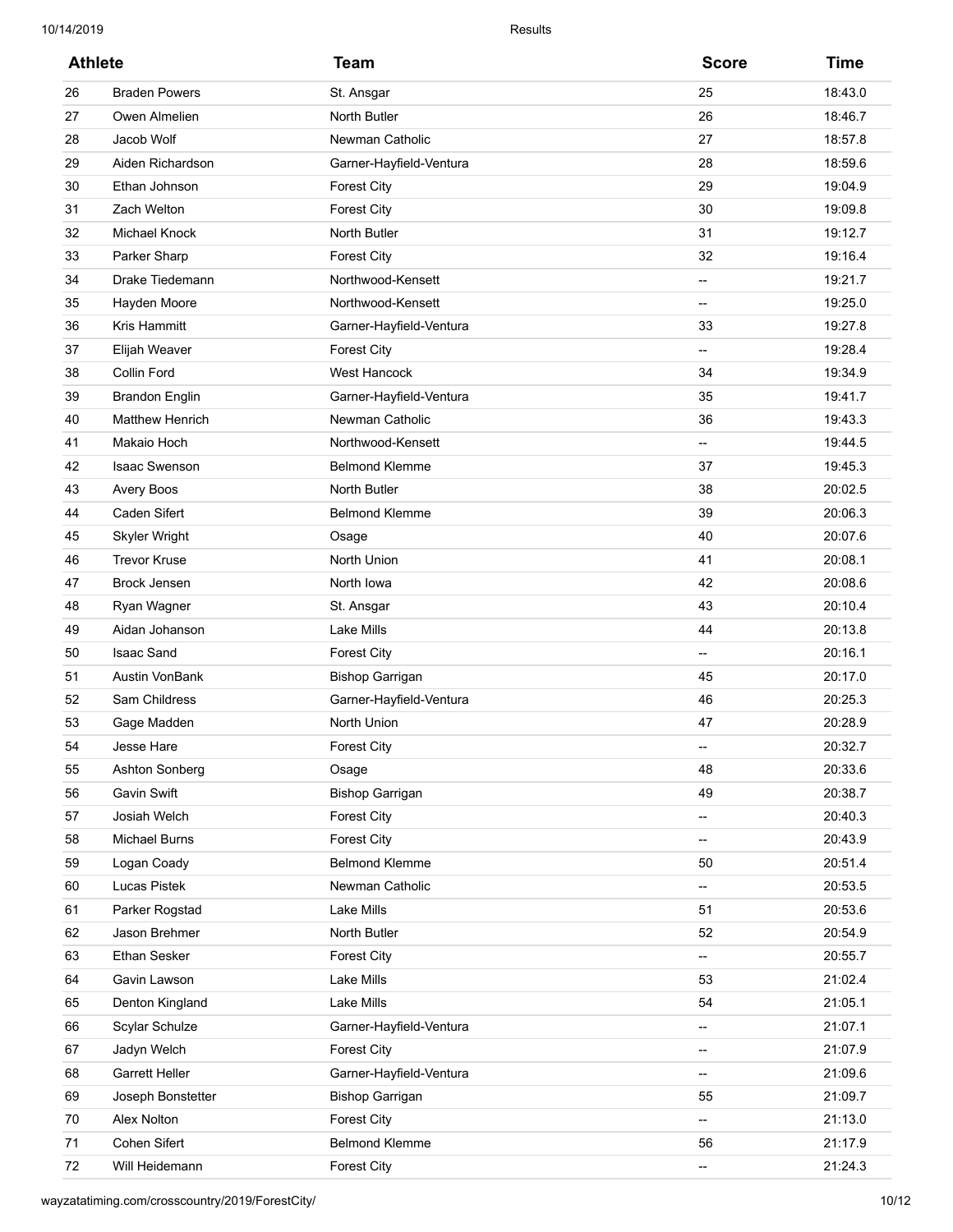| Athlete | | Team | Score | Time |
|---|---|---|---|---|
| 26 | Braden Powers | St. Ansgar | 25 | 18:43.0 |
| 27 | Owen Almelien | North Butler | 26 | 18:46.7 |
| 28 | Jacob Wolf | Newman Catholic | 27 | 18:57.8 |
| 29 | Aiden Richardson | Garner-Hayfield-Ventura | 28 | 18:59.6 |
| 30 | Ethan Johnson | Forest City | 29 | 19:04.9 |
| 31 | Zach Welton | Forest City | 30 | 19:09.8 |
| 32 | Michael Knock | North Butler | 31 | 19:12.7 |
| 33 | Parker Sharp | Forest City | 32 | 19:16.4 |
| 34 | Drake Tiedemann | Northwood-Kensett | -- | 19:21.7 |
| 35 | Hayden Moore | Northwood-Kensett | -- | 19:25.0 |
| 36 | Kris Hammitt | Garner-Hayfield-Ventura | 33 | 19:27.8 |
| 37 | Elijah Weaver | Forest City | -- | 19:28.4 |
| 38 | Collin Ford | West Hancock | 34 | 19:34.9 |
| 39 | Brandon Englin | Garner-Hayfield-Ventura | 35 | 19:41.7 |
| 40 | Matthew Henrich | Newman Catholic | 36 | 19:43.3 |
| 41 | Makaio Hoch | Northwood-Kensett | -- | 19:44.5 |
| 42 | Isaac Swenson | Belmond Klemme | 37 | 19:45.3 |
| 43 | Avery Boos | North Butler | 38 | 20:02.5 |
| 44 | Caden Sifert | Belmond Klemme | 39 | 20:06.3 |
| 45 | Skyler Wright | Osage | 40 | 20:07.6 |
| 46 | Trevor Kruse | North Union | 41 | 20:08.1 |
| 47 | Brock Jensen | North Iowa | 42 | 20:08.6 |
| 48 | Ryan Wagner | St. Ansgar | 43 | 20:10.4 |
| 49 | Aidan Johanson | Lake Mills | 44 | 20:13.8 |
| 50 | Isaac Sand | Forest City | -- | 20:16.1 |
| 51 | Austin VonBank | Bishop Garrigan | 45 | 20:17.0 |
| 52 | Sam Childress | Garner-Hayfield-Ventura | 46 | 20:25.3 |
| 53 | Gage Madden | North Union | 47 | 20:28.9 |
| 54 | Jesse Hare | Forest City | -- | 20:32.7 |
| 55 | Ashton Sonberg | Osage | 48 | 20:33.6 |
| 56 | Gavin Swift | Bishop Garrigan | 49 | 20:38.7 |
| 57 | Josiah Welch | Forest City | -- | 20:40.3 |
| 58 | Michael Burns | Forest City | -- | 20:43.9 |
| 59 | Logan Coady | Belmond Klemme | 50 | 20:51.4 |
| 60 | Lucas Pistek | Newman Catholic | -- | 20:53.5 |
| 61 | Parker Rogstad | Lake Mills | 51 | 20:53.6 |
| 62 | Jason Brehmer | North Butler | 52 | 20:54.9 |
| 63 | Ethan Sesker | Forest City | -- | 20:55.7 |
| 64 | Gavin Lawson | Lake Mills | 53 | 21:02.4 |
| 65 | Denton Kingland | Lake Mills | 54 | 21:05.1 |
| 66 | Scylar Schulze | Garner-Hayfield-Ventura | -- | 21:07.1 |
| 67 | Jadyn Welch | Forest City | -- | 21:07.9 |
| 68 | Garrett Heller | Garner-Hayfield-Ventura | -- | 21:09.6 |
| 69 | Joseph Bonstetter | Bishop Garrigan | 55 | 21:09.7 |
| 70 | Alex Nolton | Forest City | -- | 21:13.0 |
| 71 | Cohen Sifert | Belmond Klemme | 56 | 21:17.9 |
| 72 | Will Heidemann | Forest City | -- | 21:24.3 |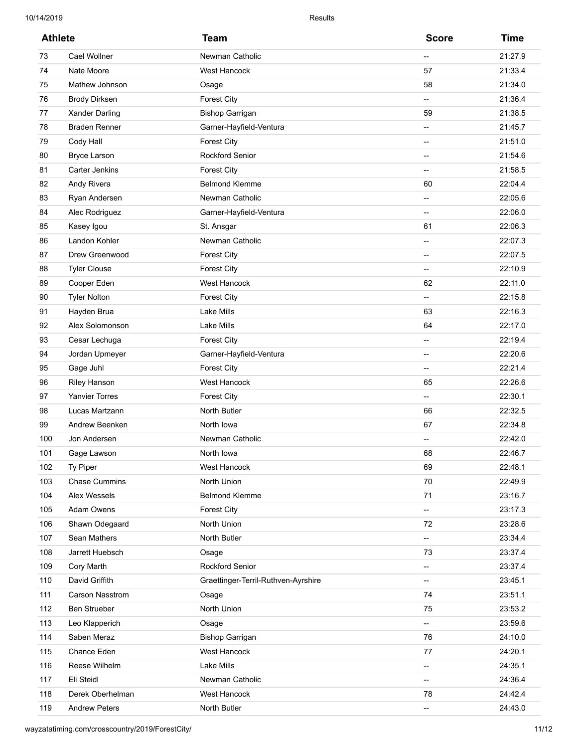| Athlete | | Team | Score | Time |
|---|---|---|---|---|
| 73 | Cael Wollner | Newman Catholic | -- | 21:27.9 |
| 74 | Nate Moore | West Hancock | 57 | 21:33.4 |
| 75 | Mathew Johnson | Osage | 58 | 21:34.0 |
| 76 | Brody Dirksen | Forest City | -- | 21:36.4 |
| 77 | Xander Darling | Bishop Garrigan | 59 | 21:38.5 |
| 78 | Braden Renner | Garner-Hayfield-Ventura | -- | 21:45.7 |
| 79 | Cody Hall | Forest City | -- | 21:51.0 |
| 80 | Bryce Larson | Rockford Senior | -- | 21:54.6 |
| 81 | Carter Jenkins | Forest City | -- | 21:58.5 |
| 82 | Andy Rivera | Belmond Klemme | 60 | 22:04.4 |
| 83 | Ryan Andersen | Newman Catholic | -- | 22:05.6 |
| 84 | Alec Rodriguez | Garner-Hayfield-Ventura | -- | 22:06.0 |
| 85 | Kasey Igou | St. Ansgar | 61 | 22:06.3 |
| 86 | Landon Kohler | Newman Catholic | -- | 22:07.3 |
| 87 | Drew Greenwood | Forest City | -- | 22:07.5 |
| 88 | Tyler Clouse | Forest City | -- | 22:10.9 |
| 89 | Cooper Eden | West Hancock | 62 | 22:11.0 |
| 90 | Tyler Nolton | Forest City | -- | 22:15.8 |
| 91 | Hayden Brua | Lake Mills | 63 | 22:16.3 |
| 92 | Alex Solomonson | Lake Mills | 64 | 22:17.0 |
| 93 | Cesar Lechuga | Forest City | -- | 22:19.4 |
| 94 | Jordan Upmeyer | Garner-Hayfield-Ventura | -- | 22:20.6 |
| 95 | Gage Juhl | Forest City | -- | 22:21.4 |
| 96 | Riley Hanson | West Hancock | 65 | 22:26.6 |
| 97 | Yanvier Torres | Forest City | -- | 22:30.1 |
| 98 | Lucas Martzann | North Butler | 66 | 22:32.5 |
| 99 | Andrew Beenken | North Iowa | 67 | 22:34.8 |
| 100 | Jon Andersen | Newman Catholic | -- | 22:42.0 |
| 101 | Gage Lawson | North Iowa | 68 | 22:46.7 |
| 102 | Ty Piper | West Hancock | 69 | 22:48.1 |
| 103 | Chase Cummins | North Union | 70 | 22:49.9 |
| 104 | Alex Wessels | Belmond Klemme | 71 | 23:16.7 |
| 105 | Adam Owens | Forest City | -- | 23:17.3 |
| 106 | Shawn Odegaard | North Union | 72 | 23:28.6 |
| 107 | Sean Mathers | North Butler | -- | 23:34.4 |
| 108 | Jarrett Huebsch | Osage | 73 | 23:37.4 |
| 109 | Cory Marth | Rockford Senior | -- | 23:37.4 |
| 110 | David Griffith | Graettinger-Terril-Ruthven-Ayrshire | -- | 23:45.1 |
| 111 | Carson Nasstrom | Osage | 74 | 23:51.1 |
| 112 | Ben Strueber | North Union | 75 | 23:53.2 |
| 113 | Leo Klapperich | Osage | -- | 23:59.6 |
| 114 | Saben Meraz | Bishop Garrigan | 76 | 24:10.0 |
| 115 | Chance Eden | West Hancock | 77 | 24:20.1 |
| 116 | Reese Wilhelm | Lake Mills | -- | 24:35.1 |
| 117 | Eli Steidl | Newman Catholic | -- | 24:36.4 |
| 118 | Derek Oberhelman | West Hancock | 78 | 24:42.4 |
| 119 | Andrew Peters | North Butler | -- | 24:43.0 |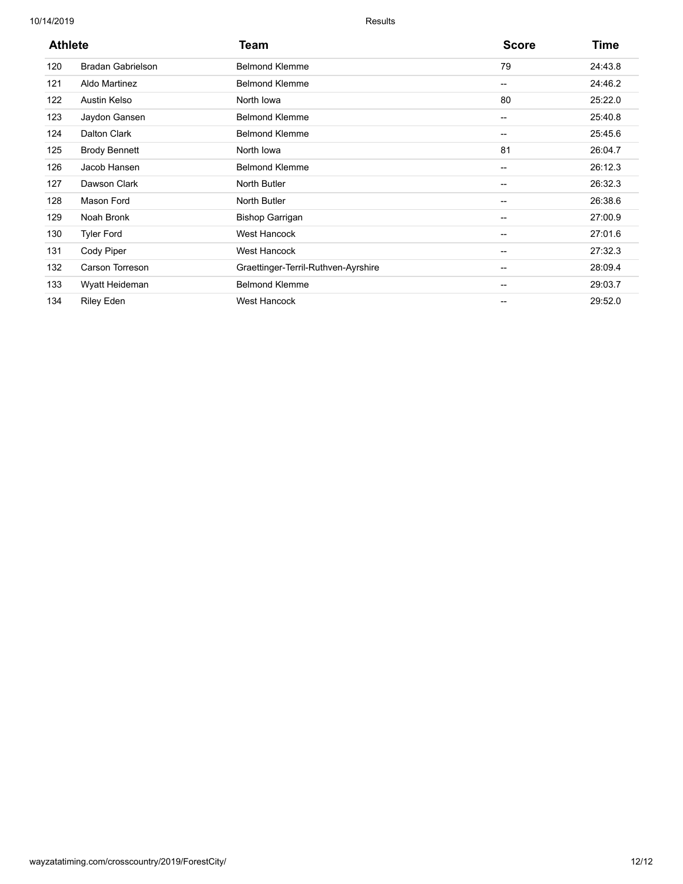| Athlete | | Team | Score | Time |
|---|---|---|---|---|
| 120 | Bradan Gabrielson | Belmond Klemme | 79 | 24:43.8 |
| 121 | Aldo Martinez | Belmond Klemme | -- | 24:46.2 |
| 122 | Austin Kelso | North Iowa | 80 | 25:22.0 |
| 123 | Jaydon Gansen | Belmond Klemme | -- | 25:40.8 |
| 124 | Dalton Clark | Belmond Klemme | -- | 25:45.6 |
| 125 | Brody Bennett | North Iowa | 81 | 26:04.7 |
| 126 | Jacob Hansen | Belmond Klemme | -- | 26:12.3 |
| 127 | Dawson Clark | North Butler | -- | 26:32.3 |
| 128 | Mason Ford | North Butler | -- | 26:38.6 |
| 129 | Noah Bronk | Bishop Garrigan | -- | 27:00.9 |
| 130 | Tyler Ford | West Hancock | -- | 27:01.6 |
| 131 | Cody Piper | West Hancock | -- | 27:32.3 |
| 132 | Carson Torreson | Graettinger-Terril-Ruthven-Ayrshire | -- | 28:09.4 |
| 133 | Wyatt Heideman | Belmond Klemme | -- | 29:03.7 |
| 134 | Riley Eden | West Hancock | -- | 29:52.0 |